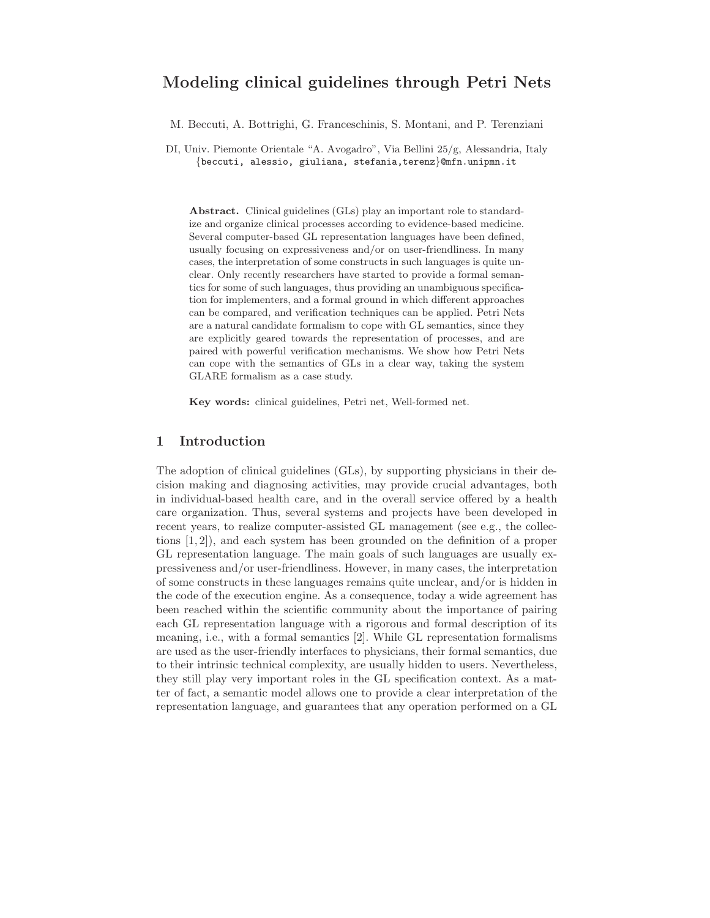# Modeling clinical guidelines through Petri Nets

M. Beccuti, A. Bottrighi, G. Franceschinis, S. Montani, and P. Terenziani

DI, Univ. Piemonte Orientale "A. Avogadro", Via Bellini 25/g, Alessandria, Italy
{beccuti, alessio, giuliana, stefania,terenz}@mfn.unipmn.it

**Abstract.** Clinical guidelines (GLs) play an important role to standardize and organize clinical processes according to evidence-based medicine. Several computer-based GL representation languages have been defined, usually focusing on expressiveness and/or on user-friendliness. In many cases, the interpretation of some constructs in such languages is quite unclear. Only recently researchers have started to provide a formal semantics for some of such languages, thus providing an unambiguous specification for implementers, and a formal ground in which different approaches can be compared, and verification techniques can be applied. Petri Nets are a natural candidate formalism to cope with GL semantics, since they are explicitly geared towards the representation of processes, and are paired with powerful verification mechanisms. We show how Petri Nets can cope with the semantics of GLs in a clear way, taking the system GLARE formalism as a case study.

**Key words:** clinical guidelines, Petri net, Well-formed net.

## 1 Introduction

The adoption of clinical guidelines (GLs), by supporting physicians in their decision making and diagnosing activities, may provide crucial advantages, both in individual-based health care, and in the overall service offered by a health care organization. Thus, several systems and projects have been developed in recent years, to realize computer-assisted GL management (see e.g., the collections [1, 2]), and each system has been grounded on the definition of a proper GL representation language. The main goals of such languages are usually expressiveness and/or user-friendliness. However, in many cases, the interpretation of some constructs in these languages remains quite unclear, and/or is hidden in the code of the execution engine. As a consequence, today a wide agreement has been reached within the scientific community about the importance of pairing each GL representation language with a rigorous and formal description of its meaning, i.e., with a formal semantics [2]. While GL representation formalisms are used as the user-friendly interfaces to physicians, their formal semantics, due to their intrinsic technical complexity, are usually hidden to users. Nevertheless, they still play very important roles in the GL specification context. As a matter of fact, a semantic model allows one to provide a clear interpretation of the representation language, and guarantees that any operation performed on a GL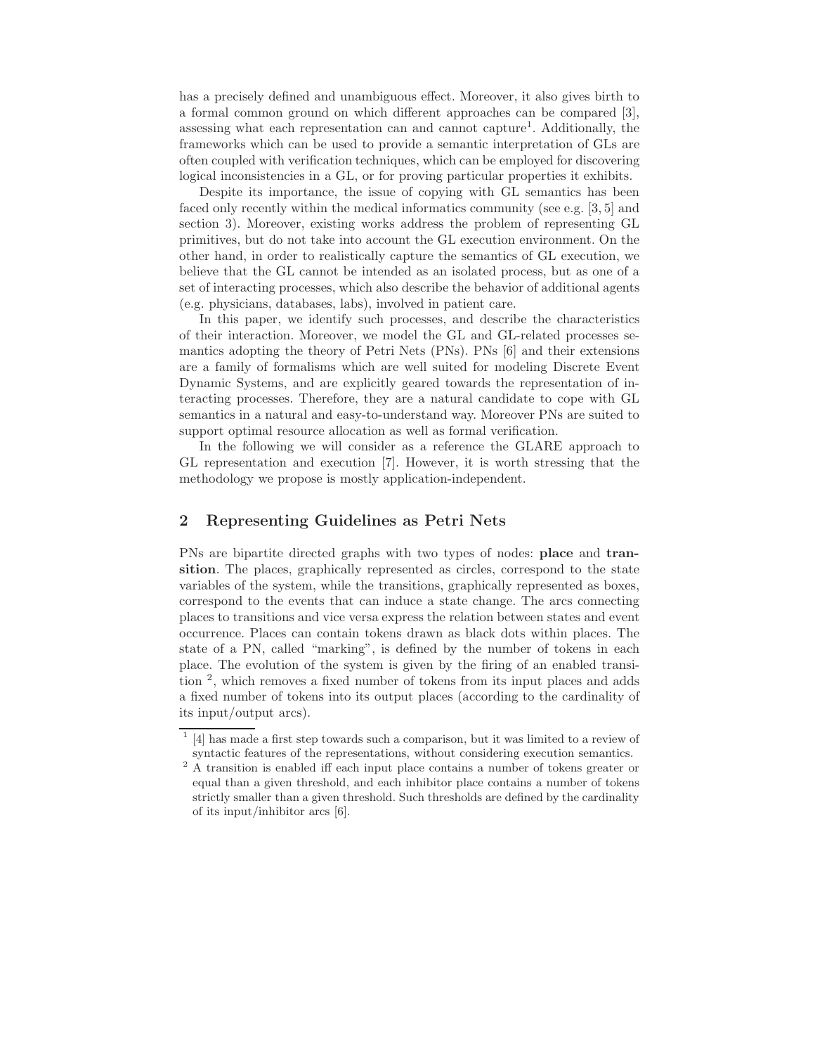has a precisely defined and unambiguous effect. Moreover, it also gives birth to a formal common ground on which different approaches can be compared [3], assessing what each representation can and cannot capture[1]. Additionally, the frameworks which can be used to provide a semantic interpretation of GLs are often coupled with verification techniques, which can be employed for discovering logical inconsistencies in a GL, or for proving particular properties it exhibits.

Despite its importance, the issue of copying with GL semantics has been faced only recently within the medical informatics community (see e.g. [3, 5] and section 3). Moreover, existing works address the problem of representing GL primitives, but do not take into account the GL execution environment. On the other hand, in order to realistically capture the semantics of GL execution, we believe that the GL cannot be intended as an isolated process, but as one of a set of interacting processes, which also describe the behavior of additional agents (e.g. physicians, databases, labs), involved in patient care.

In this paper, we identify such processes, and describe the characteristics of their interaction. Moreover, we model the GL and GL-related processes semantics adopting the theory of Petri Nets (PNs). PNs [6] and their extensions are a family of formalisms which are well suited for modeling Discrete Event Dynamic Systems, and are explicitly geared towards the representation of interacting processes. Therefore, they are a natural candidate to cope with GL semantics in a natural and easy-to-understand way. Moreover PNs are suited to support optimal resource allocation as well as formal verification.

In the following we will consider as a reference the GLARE approach to GL representation and execution [7]. However, it is worth stressing that the methodology we propose is mostly application-independent.

## 2 Representing Guidelines as Petri Nets

PNs are bipartite directed graphs with two types of nodes: **place** and **transition**. The places, graphically represented as circles, correspond to the state variables of the system, while the transitions, graphically represented as boxes, correspond to the events that can induce a state change. The arcs connecting places to transitions and vice versa express the relation between states and event occurrence. Places can contain tokens drawn as black dots within places. The state of a PN, called "marking", is defined by the number of tokens in each place. The evolution of the system is given by the firing of an enabled transition [2], which removes a fixed number of tokens from its input places and adds a fixed number of tokens into its output places (according to the cardinality of its input/output arcs).

---

[1] [4] has made a first step towards such a comparison, but it was limited to a review of syntactic features of the representations, without considering execution semantics.

[2] A transition is enabled iff each input place contains a number of tokens greater or equal than a given threshold, and each inhibitor place contains a number of tokens strictly smaller than a given threshold. Such thresholds are defined by the cardinality of its input/inhibitor arcs [6].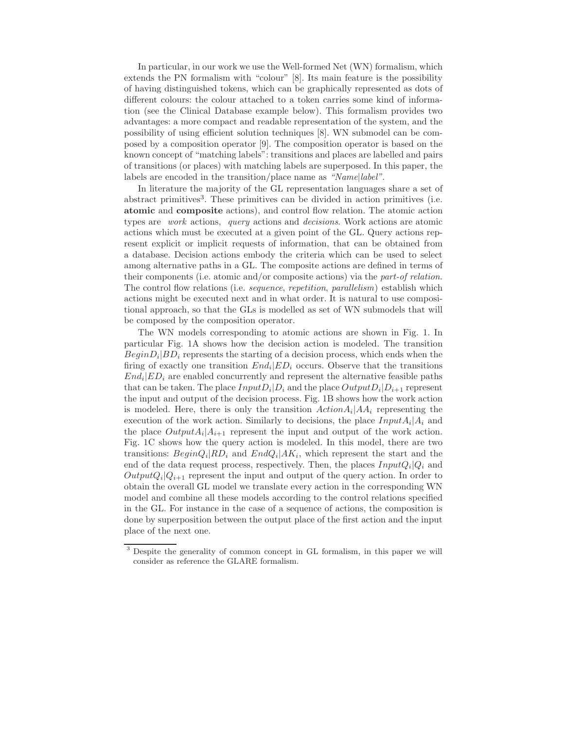In particular, in our work we use the Well-formed Net (WN) formalism, which extends the PN formalism with "colour" [8]. Its main feature is the possibility of having distinguished tokens, which can be graphically represented as dots of different colours: the colour attached to a token carries some kind of information (see the Clinical Database example below). This formalism provides two advantages: a more compact and readable representation of the system, and the possibility of using efficient solution techniques [8]. WN submodel can be composed by a composition operator [9]. The composition operator is based on the known concept of "matching labels": transitions and places are labelled and pairs of transitions (or places) with matching labels are superposed. In this paper, the labels are encoded in the transition/place name as *"Name|label"*.

In literature the majority of the GL representation languages share a set of abstract primitives[3]. These primitives can be divided in action primitives (i.e. **atomic** and **composite** actions), and control flow relation. The atomic action types are *work* actions, *query* actions and *decisions*. Work actions are atomic actions which must be executed at a given point of the GL. Query actions represent explicit or implicit requests of information, that can be obtained from a database. Decision actions embody the criteria which can be used to select among alternative paths in a GL. The composite actions are defined in terms of their components (i.e. atomic and/or composite actions) via the *part-of relation*. The control flow relations (i.e. *sequence*, *repetition*, *parallelism*) establish which actions might be executed next and in what order. It is natural to use compositional approach, so that the GLs is modelled as set of WN submodels that will be composed by the composition operator.

The WN models corresponding to atomic actions are shown in Fig. 1. In particular Fig. 1A shows how the decision action is modeled. The transition $BeginD_i|BD_i$ represents the starting of a decision process, which ends when the firing of exactly one transition $End_i|ED_i$ occurs. Observe that the transitions $End_i|ED_i$ are enabled concurrently and represent the alternative feasible paths that can be taken. The place $InputD_i|D_i$ and the place $OutputD_i|D_{i+1}$ represent the input and output of the decision process. Fig. 1B shows how the work action is modeled. Here, there is only the transition $ActionA_i|AA_i$ representing the execution of the work action. Similarly to decisions, the place $InputA_i|A_i$ and the place $OutputA_i|A_{i+1}$ represent the input and output of the work action. Fig. 1C shows how the query action is modeled. In this model, there are two transitions: $BeginQ_i|RD_i$ and $EndQ_i|AK_i$, which represent the start and the end of the data request process, respectively. Then, the places $InputQ_i|Q_i$ and $OutputQ_i|Q_{i+1}$ represent the input and output of the query action. In order to obtain the overall GL model we translate every action in the corresponding WN model and combine all these models according to the control relations specified in the GL. For instance in the case of a sequence of actions, the composition is done by superposition between the output place of the first action and the input place of the next one.

---

[3] Despite the generality of common concept in GL formalism, in this paper we will consider as reference the GLARE formalism.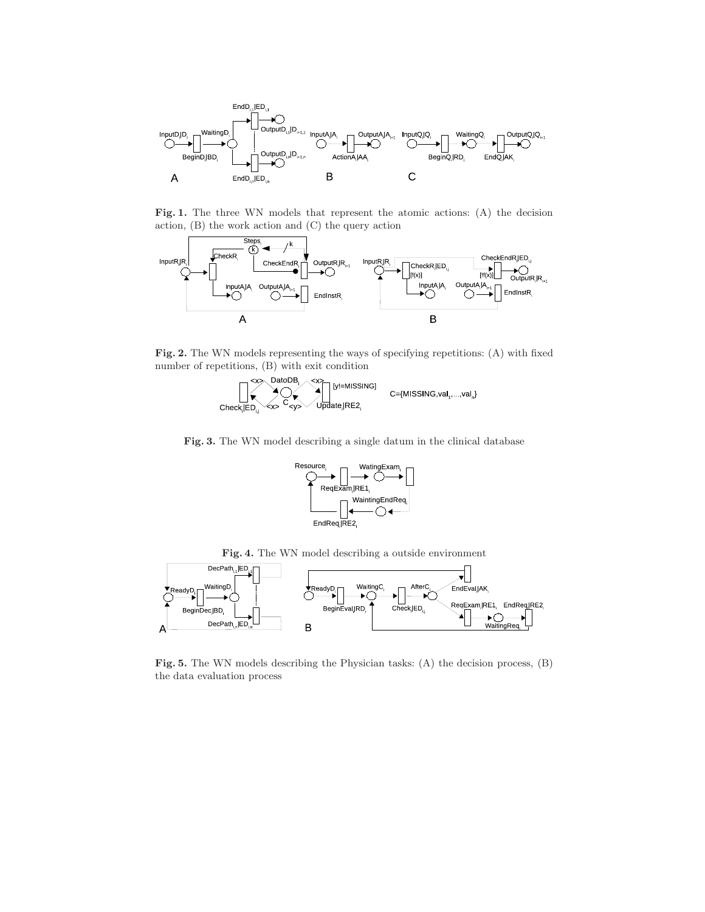**Fig. 1.** The three WN models that represent the atomic actions: (A) the decision action, (B) the work action and (C) the query action

**Fig. 2.** The WN models representing the ways of specifying repetitions: (A) with fixed number of repetitions, (B) with exit condition

**Fig. 3.** The WN model describing a single datum in the clinical database

**Fig. 4.** The WN model describing a outside environment

**Fig. 5.** The WN models describing the Physician tasks: (A) the decision process, (B) the data evaluation process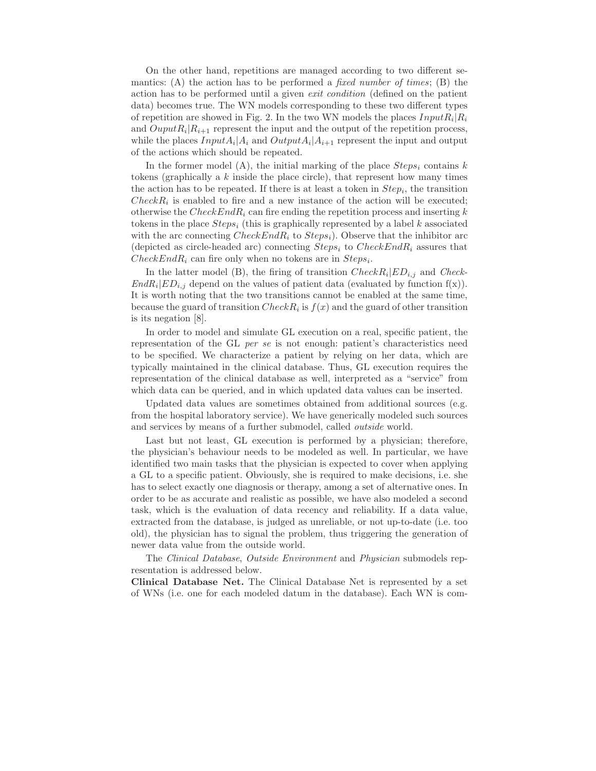On the other hand, repetitions are managed according to two different semantics: (A) the action has to be performed a *fixed number of times*; (B) the action has to be performed until a given *exit condition* (defined on the patient data) becomes true. The WN models corresponding to these two different types of repetition are showed in Fig. 2. In the two WN models the places $InputR_i|R_i$ and $OuputR_i|R_{i+1}$ represent the input and the output of the repetition process, while the places $InputA_i|A_i$ and $OutputA_i|A_{i+1}$ represent the input and output of the actions which should be repeated.

In the former model (A), the initial marking of the place $Steps_i$ contains $k$ tokens (graphically a $k$ inside the place circle), that represent how many times the action has to be repeated. If there is at least a token in $Step_i$, the transition $CheckR_i$ is enabled to fire and a new instance of the action will be executed; otherwise the $CheckEndR_i$ can fire ending the repetition process and inserting $k$ tokens in the place $Steps_i$ (this is graphically represented by a label $k$ associated with the arc connecting $CheckEndR_i$ to $Steps_i$). Observe that the inhibitor arc (depicted as circle-headed arc) connecting $Steps_i$ to $CheckEndR_i$ assures that $CheckEndR_i$ can fire only when no tokens are in $Steps_i$.

In the latter model (B), the firing of transition $CheckR_i|ED_{i,j}$ and $CheckEndR_i|ED_{i,j}$ depend on the values of patient data (evaluated by function f(x)). It is worth noting that the two transitions cannot be enabled at the same time, because the guard of transition $CheckR_i$ is $f(x)$ and the guard of other transition is its negation [8].

In order to model and simulate GL execution on a real, specific patient, the representation of the GL *per se* is not enough: patient's characteristics need to be specified. We characterize a patient by relying on her data, which are typically maintained in the clinical database. Thus, GL execution requires the representation of the clinical database as well, interpreted as a "service" from which data can be queried, and in which updated data values can be inserted.

Updated data values are sometimes obtained from additional sources (e.g. from the hospital laboratory service). We have generically modeled such sources and services by means of a further submodel, called *outside* world.

Last but not least, GL execution is performed by a physician; therefore, the physician's behaviour needs to be modeled as well. In particular, we have identified two main tasks that the physician is expected to cover when applying a GL to a specific patient. Obviously, she is required to make decisions, i.e. she has to select exactly one diagnosis or therapy, among a set of alternative ones. In order to be as accurate and realistic as possible, we have also modeled a second task, which is the evaluation of data recency and reliability. If a data value, extracted from the database, is judged as unreliable, or not up-to-date (i.e. too old), the physician has to signal the problem, thus triggering the generation of newer data value from the outside world.

The *Clinical Database*, *Outside Environment* and *Physician* submodels representation is addressed below.

**Clinical Database Net.** The Clinical Database Net is represented by a set of WNs (i.e. one for each modeled datum in the database). Each WN is com-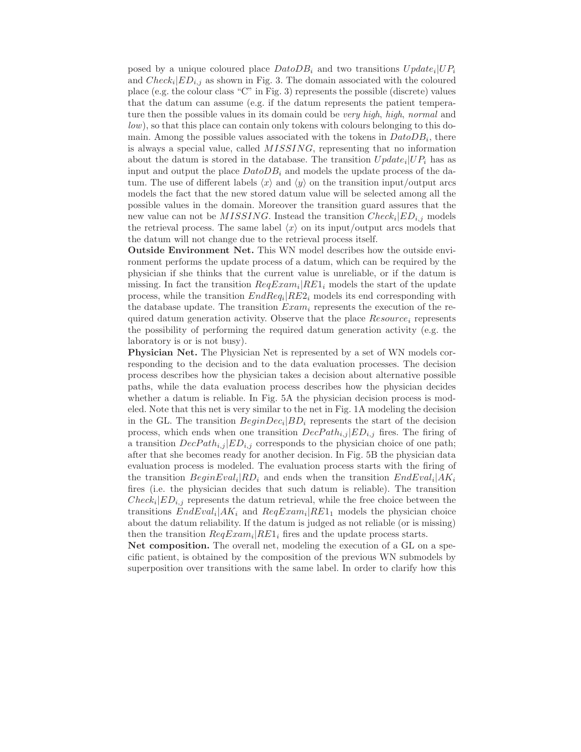posed by a unique coloured place $DatoDB_i$ and two transitions $Update_i|UP_i$ and $Check_i|ED_{i,j}$ as shown in Fig. 3. The domain associated with the coloured place (e.g. the colour class "C" in Fig. 3) represents the possible (discrete) values that the datum can assume (e.g. if the datum represents the patient temperature then the possible values in its domain could be *very high*, *high*, *normal* and *low*), so that this place can contain only tokens with colours belonging to this domain. Among the possible values associated with the tokens in $DatoDB_i$, there is always a special value, called $MISSING$, representing that no information about the datum is stored in the database. The transition $Update_i|UP_i$ has as input and output the place $DatoDB_i$ and models the update process of the datum. The use of different labels $\langle x \rangle$ and $\langle y \rangle$ on the transition input/output arcs models the fact that the new stored datum value will be selected among all the possible values in the domain. Moreover the transition guard assures that the new value can not be $MISSING$. Instead the transition $Check_i|ED_{i,j}$ models the retrieval process. The same label $\langle x \rangle$ on its input/output arcs models that the datum will not change due to the retrieval process itself.

**Outside Environment Net.** This WN model describes how the outside environment performs the update process of a datum, which can be required by the physician if she thinks that the current value is unreliable, or if the datum is missing. In fact the transition $ReqExam_i|RE1_i$ models the start of the update process, while the transition $EndReq_i|RE2_i$ models its end corresponding with the database update. The transition $Exam_i$ represents the execution of the required datum generation activity. Observe that the place $Resource_i$ represents the possibility of performing the required datum generation activity (e.g. the laboratory is or is not busy).

**Physician Net.** The Physician Net is represented by a set of WN models corresponding to the decision and to the data evaluation processes. The decision process describes how the physician takes a decision about alternative possible paths, while the data evaluation process describes how the physician decides whether a datum is reliable. In Fig. 5A the physician decision process is modeled. Note that this net is very similar to the net in Fig. 1A modeling the decision in the GL. The transition $BeginDec_i|BD_i$ represents the start of the decision process, which ends when one transition $DecPath_{i,j}|ED_{i,j}$ fires. The firing of a transition $DecPath_{i,j}|ED_{i,j}$ corresponds to the physician choice of one path; after that she becomes ready for another decision. In Fig. 5B the physician data evaluation process is modeled. The evaluation process starts with the firing of the transition $BeginEval_i|RD_i$ and ends when the transition $EndEval_i|AK_i$ fires (i.e. the physician decides that such datum is reliable). The transition $Check_i|ED_{i,j}$ represents the datum retrieval, while the free choice between the transitions $EndEval_i|AK_i$ and $ReqExam_i|RE1_1$ models the physician choice about the datum reliability. If the datum is judged as not reliable (or is missing) then the transition $ReqExam_i|RE1_i$ fires and the update process starts.

**Net composition.** The overall net, modeling the execution of a GL on a specific patient, is obtained by the composition of the previous WN submodels by superposition over transitions with the same label. In order to clarify how this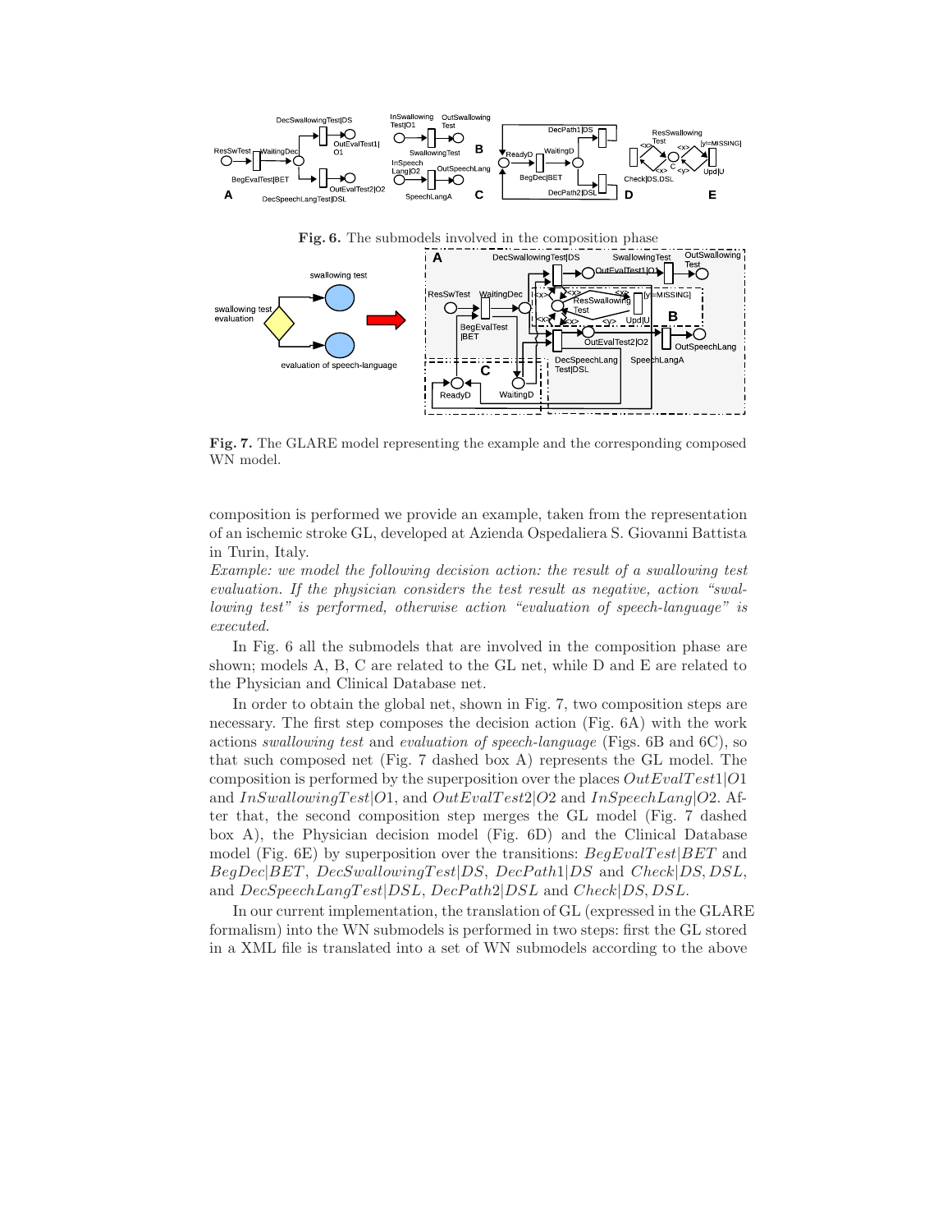**Fig. 6.** The submodels involved in the composition phase

**Fig. 7.** The GLARE model representing the example and the corresponding composed WN model.

composition is performed we provide an example, taken from the representation of an ischemic stroke GL, developed at Azienda Ospedaliera S. Giovanni Battista in Turin, Italy.

*Example: we model the following decision action: the result of a swallowing test evaluation. If the physician considers the test result as negative, action "swallowing test" is performed, otherwise action "evaluation of speech-language" is executed.*

In Fig. 6 all the submodels that are involved in the composition phase are shown; models A, B, C are related to the GL net, while D and E are related to the Physician and Clinical Database net.

In order to obtain the global net, shown in Fig. 7, two composition steps are necessary. The first step composes the decision action (Fig. 6A) with the work actions *swallowing test* and *evaluation of speech-language* (Figs. 6B and 6C), so that such composed net (Fig. 7 dashed box A) represents the GL model. The composition is performed by the superposition over the places $OutEvalTest1|O1$ and $InSwallowingTest|O1$, and $OutEvalTest2|O2$ and $InSpeechLang|O2$. After that, the second composition step merges the GL model (Fig. 7 dashed box A), the Physician decision model (Fig. 6D) and the Clinical Database model (Fig. 6E) by superposition over the transitions: $BegEvalTest|BET$ and $BegDec|BET$, $DecSwallowingTest|DS$, $DecPath1|DS$ and $Check|DS,DSL$, and $DecSpeechLangTest|DSL$, $DecPath2|DSL$ and $Check|DS,DSL$.

In our current implementation, the translation of GL (expressed in the GLARE formalism) into the WN submodels is performed in two steps: first the GL stored in a XML file is translated into a set of WN submodels according to the above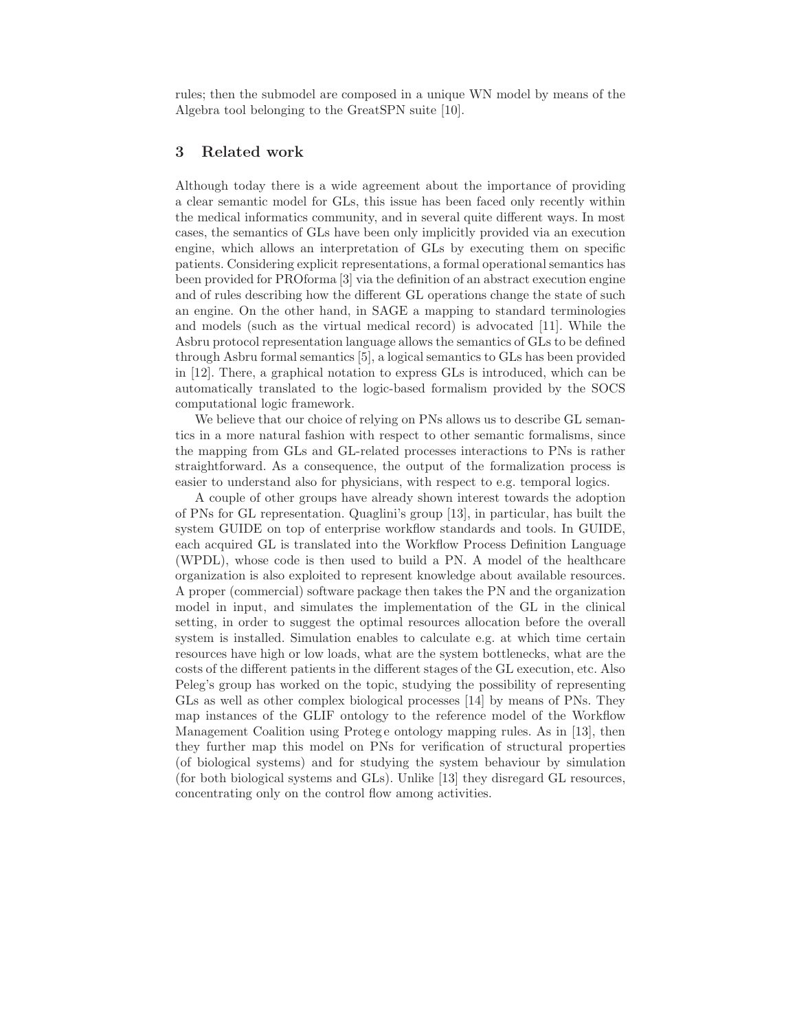rules; then the submodel are composed in a unique WN model by means of the Algebra tool belonging to the GreatSPN suite [10].

## 3 Related work

Although today there is a wide agreement about the importance of providing a clear semantic model for GLs, this issue has been faced only recently within the medical informatics community, and in several quite different ways. In most cases, the semantics of GLs have been only implicitly provided via an execution engine, which allows an interpretation of GLs by executing them on specific patients. Considering explicit representations, a formal operational semantics has been provided for PROforma [3] via the definition of an abstract execution engine and of rules describing how the different GL operations change the state of such an engine. On the other hand, in SAGE a mapping to standard terminologies and models (such as the virtual medical record) is advocated [11]. While the Asbru protocol representation language allows the semantics of GLs to be defined through Asbru formal semantics [5], a logical semantics to GLs has been provided in [12]. There, a graphical notation to express GLs is introduced, which can be automatically translated to the logic-based formalism provided by the SOCS computational logic framework.

We believe that our choice of relying on PNs allows us to describe GL semantics in a more natural fashion with respect to other semantic formalisms, since the mapping from GLs and GL-related processes interactions to PNs is rather straightforward. As a consequence, the output of the formalization process is easier to understand also for physicians, with respect to e.g. temporal logics.

A couple of other groups have already shown interest towards the adoption of PNs for GL representation. Quaglini's group [13], in particular, has built the system GUIDE on top of enterprise workflow standards and tools. In GUIDE, each acquired GL is translated into the Workflow Process Definition Language (WPDL), whose code is then used to build a PN. A model of the healthcare organization is also exploited to represent knowledge about available resources. A proper (commercial) software package then takes the PN and the organization model in input, and simulates the implementation of the GL in the clinical setting, in order to suggest the optimal resources allocation before the overall system is installed. Simulation enables to calculate e.g. at which time certain resources have high or low loads, what are the system bottlenecks, what are the costs of the different patients in the different stages of the GL execution, etc. Also Peleg's group has worked on the topic, studying the possibility of representing GLs as well as other complex biological processes [14] by means of PNs. They map instances of the GLIF ontology to the reference model of the Workflow Management Coalition using Protege ontology mapping rules. As in [13], then they further map this model on PNs for verification of structural properties (of biological systems) and for studying the system behaviour by simulation (for both biological systems and GLs). Unlike [13] they disregard GL resources, concentrating only on the control flow among activities.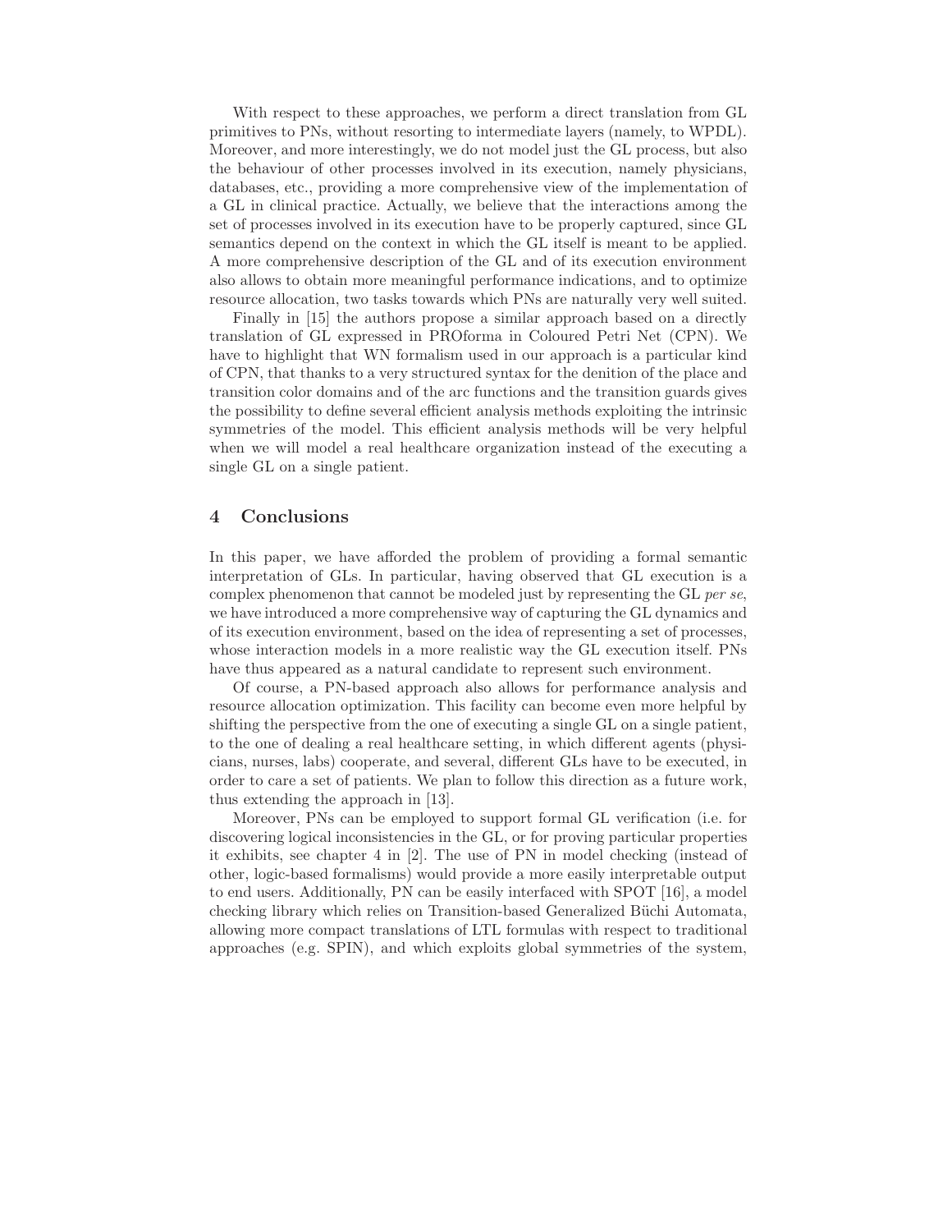With respect to these approaches, we perform a direct translation from GL primitives to PNs, without resorting to intermediate layers (namely, to WPDL). Moreover, and more interestingly, we do not model just the GL process, but also the behaviour of other processes involved in its execution, namely physicians, databases, etc., providing a more comprehensive view of the implementation of a GL in clinical practice. Actually, we believe that the interactions among the set of processes involved in its execution have to be properly captured, since GL semantics depend on the context in which the GL itself is meant to be applied. A more comprehensive description of the GL and of its execution environment also allows to obtain more meaningful performance indications, and to optimize resource allocation, two tasks towards which PNs are naturally very well suited.

Finally in [15] the authors propose a similar approach based on a directly translation of GL expressed in PROforma in Coloured Petri Net (CPN). We have to highlight that WN formalism used in our approach is a particular kind of CPN, that thanks to a very structured syntax for the denition of the place and transition color domains and of the arc functions and the transition guards gives the possibility to define several efficient analysis methods exploiting the intrinsic symmetries of the model. This efficient analysis methods will be very helpful when we will model a real healthcare organization instead of the executing a single GL on a single patient.

## 4 Conclusions

In this paper, we have afforded the problem of providing a formal semantic interpretation of GLs. In particular, having observed that GL execution is a complex phenomenon that cannot be modeled just by representing the GL *per se*, we have introduced a more comprehensive way of capturing the GL dynamics and of its execution environment, based on the idea of representing a set of processes, whose interaction models in a more realistic way the GL execution itself. PNs have thus appeared as a natural candidate to represent such environment.

Of course, a PN-based approach also allows for performance analysis and resource allocation optimization. This facility can become even more helpful by shifting the perspective from the one of executing a single GL on a single patient, to the one of dealing a real healthcare setting, in which different agents (physicians, nurses, labs) cooperate, and several, different GLs have to be executed, in order to care a set of patients. We plan to follow this direction as a future work, thus extending the approach in [13].

Moreover, PNs can be employed to support formal GL verification (i.e. for discovering logical inconsistencies in the GL, or for proving particular properties it exhibits, see chapter 4 in [2]. The use of PN in model checking (instead of other, logic-based formalisms) would provide a more easily interpretable output to end users. Additionally, PN can be easily interfaced with SPOT [16], a model checking library which relies on Transition-based Generalized Büchi Automata, allowing more compact translations of LTL formulas with respect to traditional approaches (e.g. SPIN), and which exploits global symmetries of the system,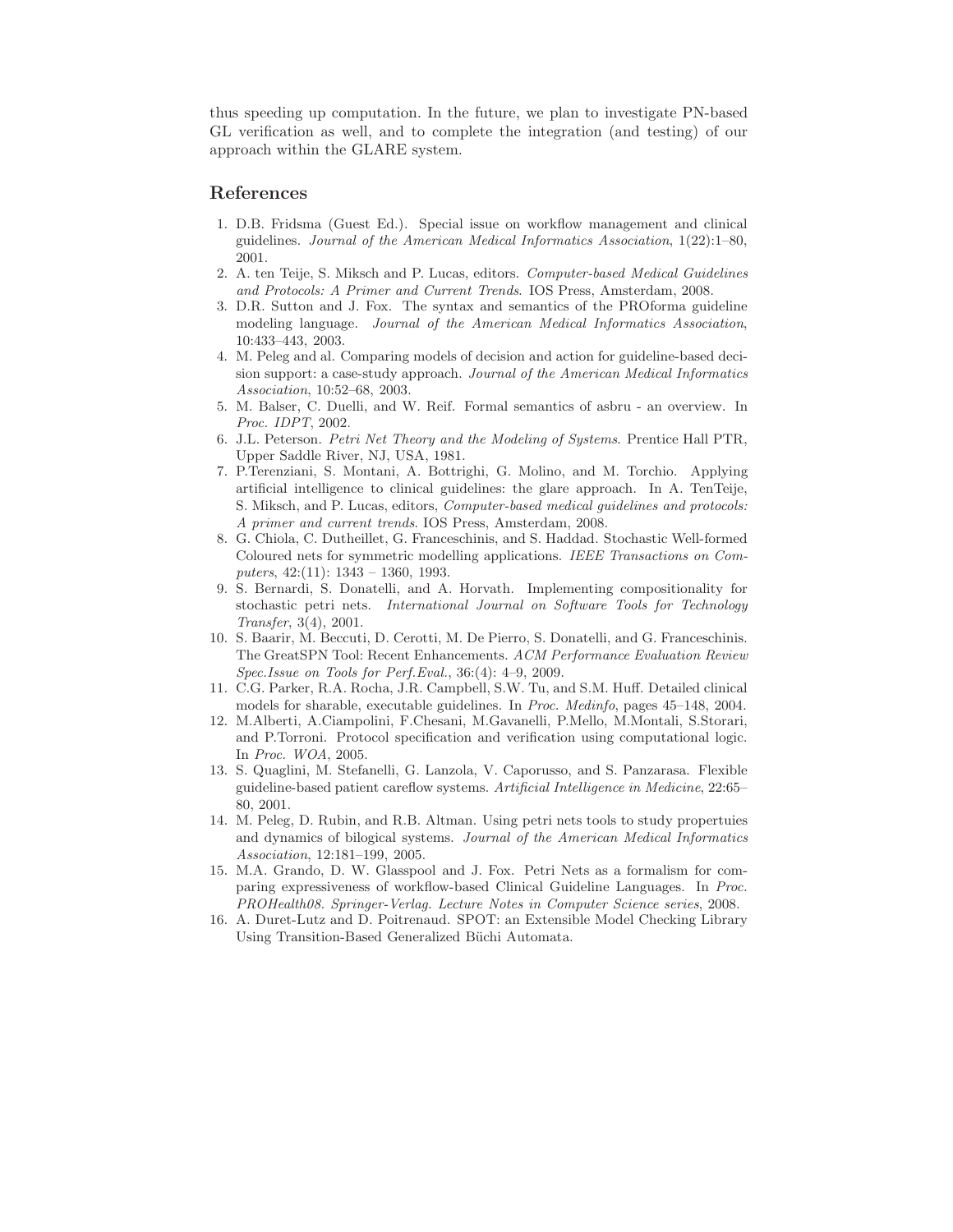thus speeding up computation. In the future, we plan to investigate PN-based GL verification as well, and to complete the integration (and testing) of our approach within the GLARE system.

## References

1. D.B. Fridsma (Guest Ed.). Special issue on workflow management and clinical guidelines. *Journal of the American Medical Informatics Association*, 1(22):1–80, 2001.
2. A. ten Teije, S. Miksch and P. Lucas, editors. *Computer-based Medical Guidelines and Protocols: A Primer and Current Trends*. IOS Press, Amsterdam, 2008.
3. D.R. Sutton and J. Fox. The syntax and semantics of the PROforma guideline modeling language. *Journal of the American Medical Informatics Association*, 10:433–443, 2003.
4. M. Peleg and al. Comparing models of decision and action for guideline-based decision support: a case-study approach. *Journal of the American Medical Informatics Association*, 10:52–68, 2003.
5. M. Balser, C. Duelli, and W. Reif. Formal semantics of asbru - an overview. In *Proc. IDPT*, 2002.
6. J.L. Peterson. *Petri Net Theory and the Modeling of Systems*. Prentice Hall PTR, Upper Saddle River, NJ, USA, 1981.
7. P.Terenziani, S. Montani, A. Bottrighi, G. Molino, and M. Torchio. Applying artificial intelligence to clinical guidelines: the glare approach. In A. TenTeije, S. Miksch, and P. Lucas, editors, *Computer-based medical guidelines and protocols: A primer and current trends*. IOS Press, Amsterdam, 2008.
8. G. Chiola, C. Dutheillet, G. Franceschinis, and S. Haddad. Stochastic Well-formed Coloured nets for symmetric modelling applications. *IEEE Transactions on Computers*, 42:(11): 1343 – 1360, 1993.
9. S. Bernardi, S. Donatelli, and A. Horvath. Implementing compositionality for stochastic petri nets. *International Journal on Software Tools for Technology Transfer*, 3(4), 2001.
10. S. Baarir, M. Beccuti, D. Cerotti, M. De Pierro, S. Donatelli, and G. Franceschinis. The GreatSPN Tool: Recent Enhancements. *ACM Performance Evaluation Review Spec.Issue on Tools for Perf.Eval.*, 36:(4): 4–9, 2009.
11. C.G. Parker, R.A. Rocha, J.R. Campbell, S.W. Tu, and S.M. Huff. Detailed clinical models for sharable, executable guidelines. In *Proc. Medinfo*, pages 45–148, 2004.
12. M.Alberti, A.Ciampolini, F.Chesani, M.Gavanelli, P.Mello, M.Montali, S.Storari, and P.Torroni. Protocol specification and verification using computational logic. In *Proc. WOA*, 2005.
13. S. Quaglini, M. Stefanelli, G. Lanzola, V. Caporusso, and S. Panzarasa. Flexible guideline-based patient careflow systems. *Artificial Intelligence in Medicine*, 22:65–80, 2001.
14. M. Peleg, D. Rubin, and R.B. Altman. Using petri nets tools to study propertuies and dynamics of bilogical systems. *Journal of the American Medical Informatics Association*, 12:181–199, 2005.
15. M.A. Grando, D. W. Glasspool and J. Fox. Petri Nets as a formalism for comparing expressiveness of workflow-based Clinical Guideline Languages. In *Proc. PROHealth08. Springer-Verlag. Lecture Notes in Computer Science series*, 2008.
16. A. Duret-Lutz and D. Poitrenaud. SPOT: an Extensible Model Checking Library Using Transition-Based Generalized Büchi Automata.